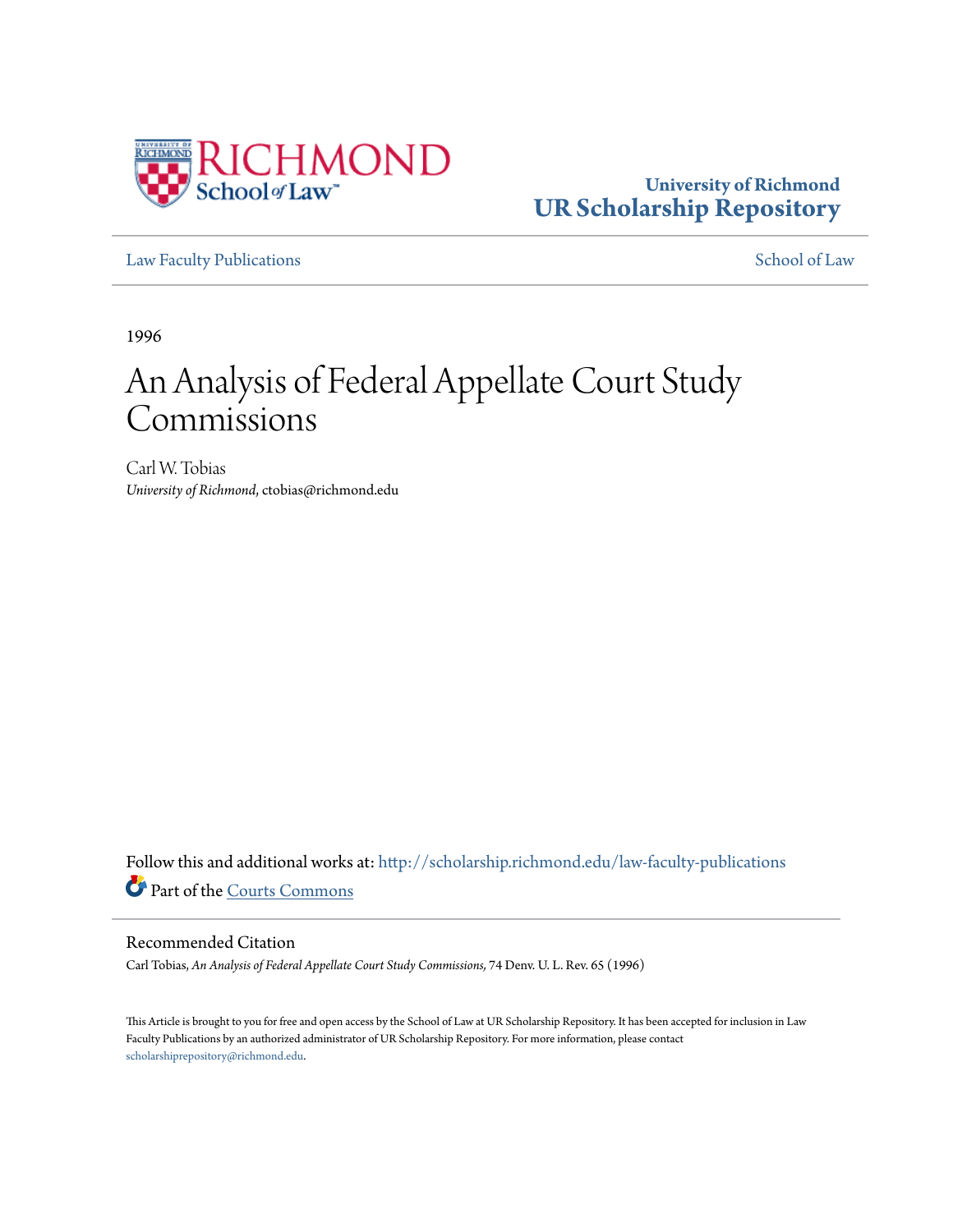University of Richmond
**UR Scholarship Repository**

Law Faculty Publications | School of Law

1996

# An Analysis of Federal Appellate Court Study Commissions

Carl W. Tobias
*University of Richmond*, ctobias@richmond.edu

Follow this and additional works at: http://scholarship.richmond.edu/law-faculty-publications

Part of the Courts Commons

## Recommended Citation

Carl Tobias, *An Analysis of Federal Appellate Court Study Commissions*, 74 Denv. U. L. Rev. 65 (1996)

This Article is brought to you for free and open access by the School of Law at UR Scholarship Repository. It has been accepted for inclusion in Law Faculty Publications by an authorized administrator of UR Scholarship Repository. For more information, please contact scholarshiprepository@richmond.edu.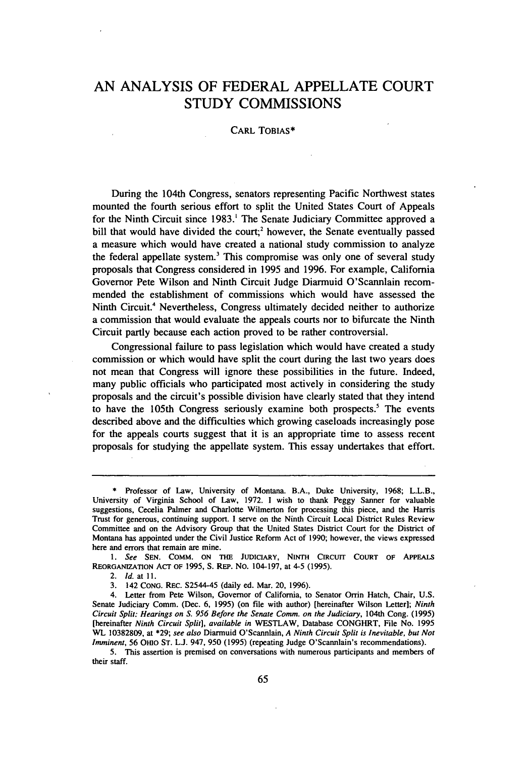# AN ANALYSIS OF FEDERAL APPELLATE COURT STUDY COMMISSIONS

CARL TOBIAS*

During the 104th Congress, senators representing Pacific Northwest states mounted the fourth serious effort to split the United States Court of Appeals for the Ninth Circuit since 1983.[1] The Senate Judiciary Committee approved a bill that would have divided the court;[2] however, the Senate eventually passed a measure which would have created a national study commission to analyze the federal appellate system.[3] This compromise was only one of several study proposals that Congress considered in 1995 and 1996. For example, California Governor Pete Wilson and Ninth Circuit Judge Diarmuid O'Scannlain recommended the establishment of commissions which would have assessed the Ninth Circuit.[4] Nevertheless, Congress ultimately decided neither to authorize a commission that would evaluate the appeals courts nor to bifurcate the Ninth Circuit partly because each action proved to be rather controversial.

Congressional failure to pass legislation which would have created a study commission or which would have split the court during the last two years does not mean that Congress will ignore these possibilities in the future. Indeed, many public officials who participated most actively in considering the study proposals and the circuit's possible division have clearly stated that they intend to have the 105th Congress seriously examine both prospects.[5] The events described above and the difficulties which growing caseloads increasingly pose for the appeals courts suggest that it is an appropriate time to assess recent proposals for studying the appellate system. This essay undertakes that effort.

---

\* Professor of Law, University of Montana. B.A., Duke University, 1968; L.L.B., University of Virginia School of Law, 1972. I wish to thank Peggy Sanner for valuable suggestions, Cecelia Palmer and Charlotte Wilmerton for processing this piece, and the Harris Trust for generous, continuing support. I serve on the Ninth Circuit Local District Rules Review Committee and on the Advisory Group that the United States District Court for the District of Montana has appointed under the Civil Justice Reform Act of 1990; however, the views expressed here and errors that remain are mine.

1. *See* SEN. COMM. ON THE JUDICIARY, NINTH CIRCUIT COURT OF APPEALS REORGANIZATION ACT OF 1995, S. REP. NO. 104-197, at 4-5 (1995).

2. *Id.* at 11.

3. 142 CONG. REC. S2544-45 (daily ed. Mar. 20, 1996).

4. Letter from Pete Wilson, Governor of California, to Senator Orrin Hatch, Chair, U.S. Senate Judiciary Comm. (Dec. 6, 1995) (on file with author) [hereinafter Wilson Letter]; *Ninth Circuit Split: Hearings on S. 956 Before the Senate Comm. on the Judiciary*, 104th Cong. (1995) [hereinafter *Ninth Circuit Split*], *available in* WESTLAW, Database CONGHRT, File No. 1995 WL 10382809, at \*29; *see also* Diarmuid O'Scannlain, *A Ninth Circuit Split is Inevitable, but Not Imminent*, 56 OHIO ST. L.J. 947, 950 (1995) (repeating Judge O'Scannlain's recommendations).

5. This assertion is premised on conversations with numerous participants and members of their staff.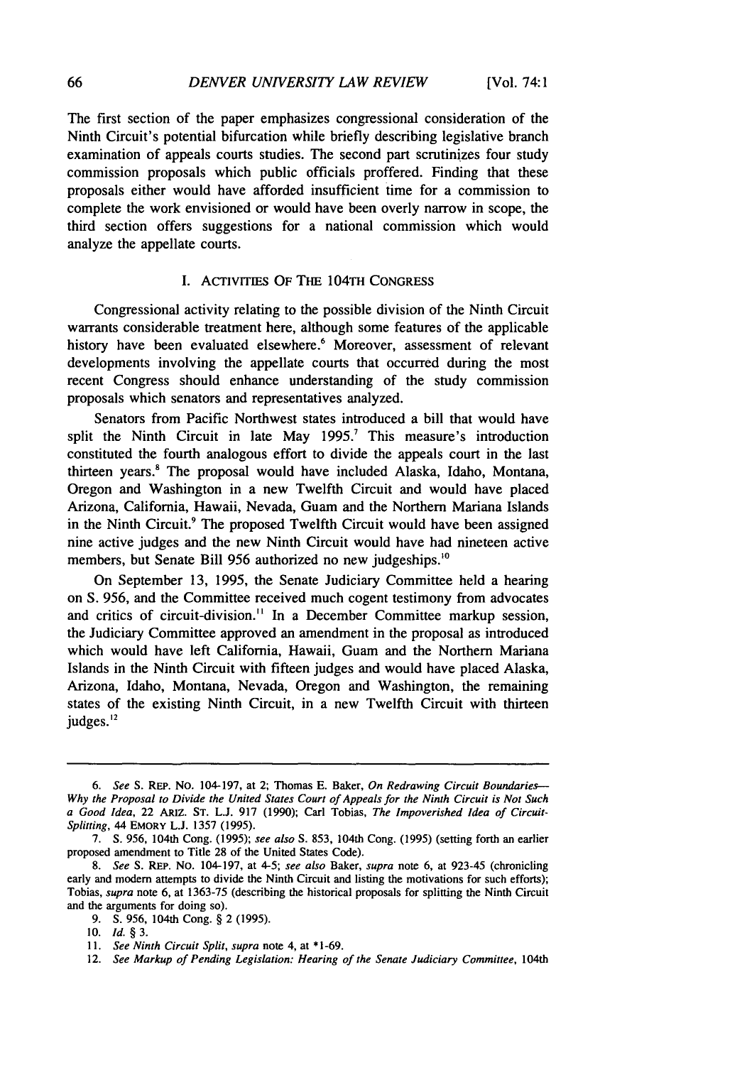The first section of the paper emphasizes congressional consideration of the Ninth Circuit's potential bifurcation while briefly describing legislative branch examination of appeals courts studies. The second part scrutinizes four study commission proposals which public officials proffered. Finding that these proposals either would have afforded insufficient time for a commission to complete the work envisioned or would have been overly narrow in scope, the third section offers suggestions for a national commission which would analyze the appellate courts.

## I. ACTIVITIES OF THE 104TH CONGRESS

Congressional activity relating to the possible division of the Ninth Circuit warrants considerable treatment here, although some features of the applicable history have been evaluated elsewhere.[6] Moreover, assessment of relevant developments involving the appellate courts that occurred during the most recent Congress should enhance understanding of the study commission proposals which senators and representatives analyzed.

Senators from Pacific Northwest states introduced a bill that would have split the Ninth Circuit in late May 1995.[7] This measure's introduction constituted the fourth analogous effort to divide the appeals court in the last thirteen years.[8] The proposal would have included Alaska, Idaho, Montana, Oregon and Washington in a new Twelfth Circuit and would have placed Arizona, California, Hawaii, Nevada, Guam and the Northern Mariana Islands in the Ninth Circuit.[9] The proposed Twelfth Circuit would have been assigned nine active judges and the new Ninth Circuit would have had nineteen active members, but Senate Bill 956 authorized no new judgeships.[10]

On September 13, 1995, the Senate Judiciary Committee held a hearing on S. 956, and the Committee received much cogent testimony from advocates and critics of circuit-division.[11] In a December Committee markup session, the Judiciary Committee approved an amendment in the proposal as introduced which would have left California, Hawaii, Guam and the Northern Mariana Islands in the Ninth Circuit with fifteen judges and would have placed Alaska, Arizona, Idaho, Montana, Nevada, Oregon and Washington, the remaining states of the existing Ninth Circuit, in a new Twelfth Circuit with thirteen judges.[12]

---

6. *See* S. REP. NO. 104-197, at 2; Thomas E. Baker, *On Redrawing Circuit Boundaries—Why the Proposal to Divide the United States Court of Appeals for the Ninth Circuit is Not Such a Good Idea*, 22 ARIZ. ST. L.J. 917 (1990); Carl Tobias, *The Impoverished Idea of Circuit-Splitting*, 44 EMORY L.J. 1357 (1995).

7. S. 956, 104th Cong. (1995); *see also* S. 853, 104th Cong. (1995) (setting forth an earlier proposed amendment to Title 28 of the United States Code).

8. *See* S. REP. NO. 104-197, at 4-5; *see also* Baker, *supra* note 6, at 923-45 (chronicling early and modern attempts to divide the Ninth Circuit and listing the motivations for such efforts); Tobias, *supra* note 6, at 1363-75 (describing the historical proposals for splitting the Ninth Circuit and the arguments for doing so).

9. S. 956, 104th Cong. § 2 (1995).

10. *Id.* § 3.

11. *See Ninth Circuit Split*, *supra* note 4, at *1-69.

12. *See Markup of Pending Legislation: Hearing of the Senate Judiciary Committee*, 104th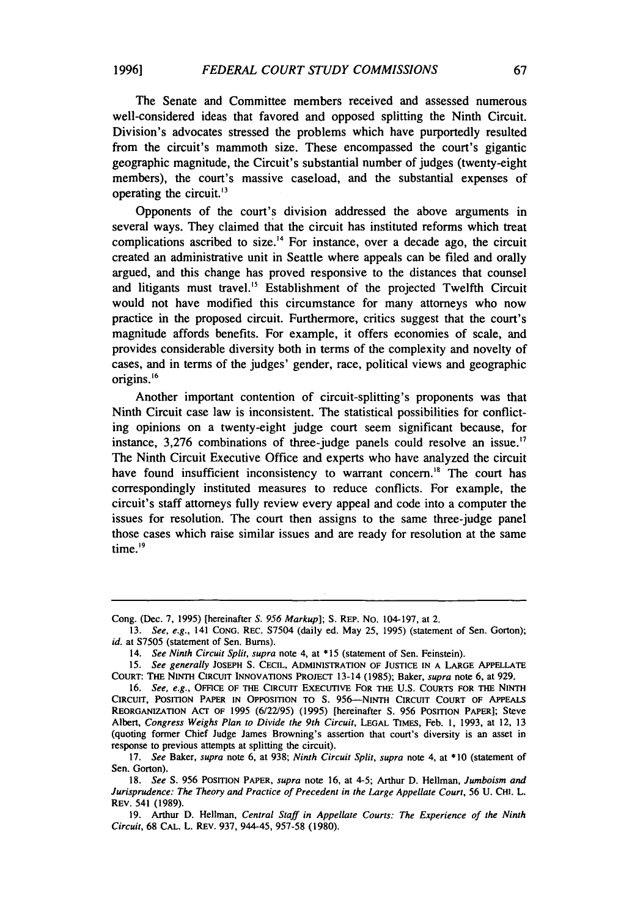The Senate and Committee members received and assessed numerous well-considered ideas that favored and opposed splitting the Ninth Circuit. Division's advocates stressed the problems which have purportedly resulted from the circuit's mammoth size. These encompassed the court's gigantic geographic magnitude, the Circuit's substantial number of judges (twenty-eight members), the court's massive caseload, and the substantial expenses of operating the circuit.[13]

Opponents of the court's division addressed the above arguments in several ways. They claimed that the circuit has instituted reforms which treat complications ascribed to size.[14] For instance, over a decade ago, the circuit created an administrative unit in Seattle where appeals can be filed and orally argued, and this change has proved responsive to the distances that counsel and litigants must travel.[15] Establishment of the projected Twelfth Circuit would not have modified this circumstance for many attorneys who now practice in the proposed circuit. Furthermore, critics suggest that the court's magnitude affords benefits. For example, it offers economies of scale, and provides considerable diversity both in terms of the complexity and novelty of cases, and in terms of the judges' gender, race, political views and geographic origins.[16]

Another important contention of circuit-splitting's proponents was that Ninth Circuit case law is inconsistent. The statistical possibilities for conflicting opinions on a twenty-eight judge court seem significant because, for instance, 3,276 combinations of three-judge panels could resolve an issue.[17] The Ninth Circuit Executive Office and experts who have analyzed the circuit have found insufficient inconsistency to warrant concern.[18] The court has correspondingly instituted measures to reduce conflicts. For example, the circuit's staff attorneys fully review every appeal and code into a computer the issues for resolution. The court then assigns to the same three-judge panel those cases which raise similar issues and are ready for resolution at the same time.[19]

---

Cong. (Dec. 7, 1995) [hereinafter *S. 956 Markup*]; S. REP. NO. 104-197, at 2.

13. *See, e.g.*, 141 CONG. REC. S7504 (daily ed. May 25, 1995) (statement of Sen. Gorton); *id.* at S7505 (statement of Sen. Burns).

14. *See Ninth Circuit Split*, *supra* note 4, at *15 (statement of Sen. Feinstein).

15. *See generally* JOSEPH S. CECIL, ADMINISTRATION OF JUSTICE IN A LARGE APPELLATE COURT: THE NINTH CIRCUIT INNOVATIONS PROJECT 13-14 (1985); Baker, *supra* note 6, at 929.

16. *See, e.g.*, OFFICE OF THE CIRCUIT EXECUTIVE FOR THE U.S. COURTS FOR THE NINTH CIRCUIT, POSITION PAPER IN OPPOSITION TO S. 956—NINTH CIRCUIT COURT OF APPEALS REORGANIZATION ACT OF 1995 (6/22/95) (1995) [hereinafter S. 956 POSITION PAPER]; Steve Albert, *Congress Weighs Plan to Divide the 9th Circuit*, LEGAL TIMES, Feb. 1, 1993, at 12, 13 (quoting former Chief Judge James Browning's assertion that court's diversity is an asset in response to previous attempts at splitting the circuit).

17. *See* Baker, *supra* note 6, at 938; *Ninth Circuit Split*, *supra* note 4, at *10 (statement of Sen. Gorton).

18. *See* S. 956 POSITION PAPER, *supra* note 16, at 4-5; Arthur D. Hellman, *Jumboism and Jurisprudence: The Theory and Practice of Precedent in the Large Appellate Court*, 56 U. CHI. L. REV. 541 (1989).

19. Arthur D. Hellman, *Central Staff in Appellate Courts: The Experience of the Ninth Circuit*, 68 CAL. L. REV. 937, 944-45, 957-58 (1980).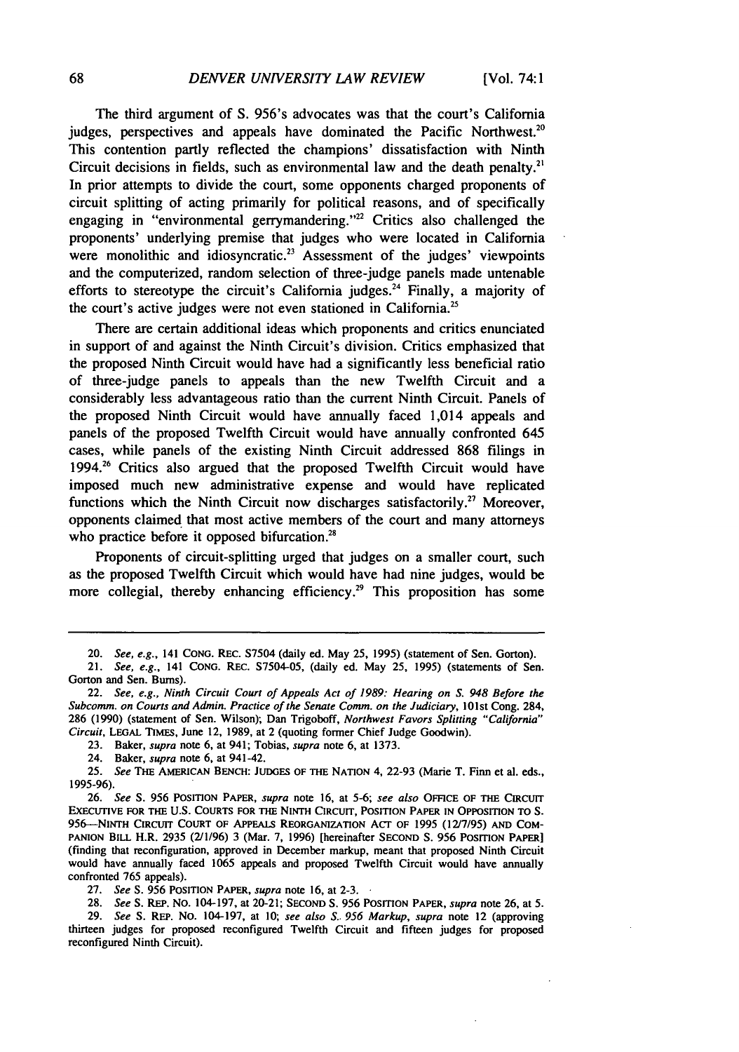The third argument of S. 956's advocates was that the court's California judges, perspectives and appeals have dominated the Pacific Northwest.[20] This contention partly reflected the champions' dissatisfaction with Ninth Circuit decisions in fields, such as environmental law and the death penalty.[21] In prior attempts to divide the court, some opponents charged proponents of circuit splitting of acting primarily for political reasons, and of specifically engaging in "environmental gerrymandering."[22] Critics also challenged the proponents' underlying premise that judges who were located in California were monolithic and idiosyncratic.[23] Assessment of the judges' viewpoints and the computerized, random selection of three-judge panels made untenable efforts to stereotype the circuit's California judges.[24] Finally, a majority of the court's active judges were not even stationed in California.[25]

There are certain additional ideas which proponents and critics enunciated in support of and against the Ninth Circuit's division. Critics emphasized that the proposed Ninth Circuit would have had a significantly less beneficial ratio of three-judge panels to appeals than the new Twelfth Circuit and a considerably less advantageous ratio than the current Ninth Circuit. Panels of the proposed Ninth Circuit would have annually faced 1,014 appeals and panels of the proposed Twelfth Circuit would have annually confronted 645 cases, while panels of the existing Ninth Circuit addressed 868 filings in 1994.[26] Critics also argued that the proposed Twelfth Circuit would have imposed much new administrative expense and would have replicated functions which the Ninth Circuit now discharges satisfactorily.[27] Moreover, opponents claimed that most active members of the court and many attorneys who practice before it opposed bifurcation.[28]

Proponents of circuit-splitting urged that judges on a smaller court, such as the proposed Twelfth Circuit which would have had nine judges, would be more collegial, thereby enhancing efficiency.[29] This proposition has some

---

20. *See, e.g.*, 141 CONG. REC. S7504 (daily ed. May 25, 1995) (statement of Sen. Gorton).

21. *See, e.g.*, 141 CONG. REC. S7504-05, (daily ed. May 25, 1995) (statements of Sen. Gorton and Sen. Burns).

22. *See, e.g.*, *Ninth Circuit Court of Appeals Act of 1989: Hearing on S. 948 Before the Subcomm. on Courts and Admin. Practice of the Senate Comm. on the Judiciary*, 101st Cong. 284, 286 (1990) (statement of Sen. Wilson); Dan Trigoboff, *Northwest Favors Splitting "California" Circuit*, LEGAL TIMES, June 12, 1989, at 2 (quoting former Chief Judge Goodwin).

23. Baker, *supra* note 6, at 941; Tobias, *supra* note 6, at 1373.

24. Baker, *supra* note 6, at 941-42.

25. *See* THE AMERICAN BENCH: JUDGES OF THE NATION 4, 22-93 (Marie T. Finn et al. eds., 1995-96).

26. *See* S. 956 POSITION PAPER, *supra* note 16, at 5-6; *see also* OFFICE OF THE CIRCUIT EXECUTIVE FOR THE U.S. COURTS FOR THE NINTH CIRCUIT, POSITION PAPER IN OPPOSITION TO S. 956—NINTH CIRCUIT COURT OF APPEALS REORGANIZATION ACT OF 1995 (12/7/95) AND COMPANION BILL H.R. 2935 (2/1/96) 3 (Mar. 7, 1996) [hereinafter SECOND S. 956 POSITION PAPER] (finding that reconfiguration, approved in December markup, meant that proposed Ninth Circuit would have annually faced 1065 appeals and proposed Twelfth Circuit would have annually confronted 765 appeals).

27. *See* S. 956 POSITION PAPER, *supra* note 16, at 2-3.

28. *See* S. REP. NO. 104-197, at 20-21; SECOND S. 956 POSITION PAPER, *supra* note 26, at 5.

29. *See* S. REP. NO. 104-197, at 10; *see also S. 956 Markup*, *supra* note 12 (approving thirteen judges for proposed reconfigured Twelfth Circuit and fifteen judges for proposed reconfigured Ninth Circuit).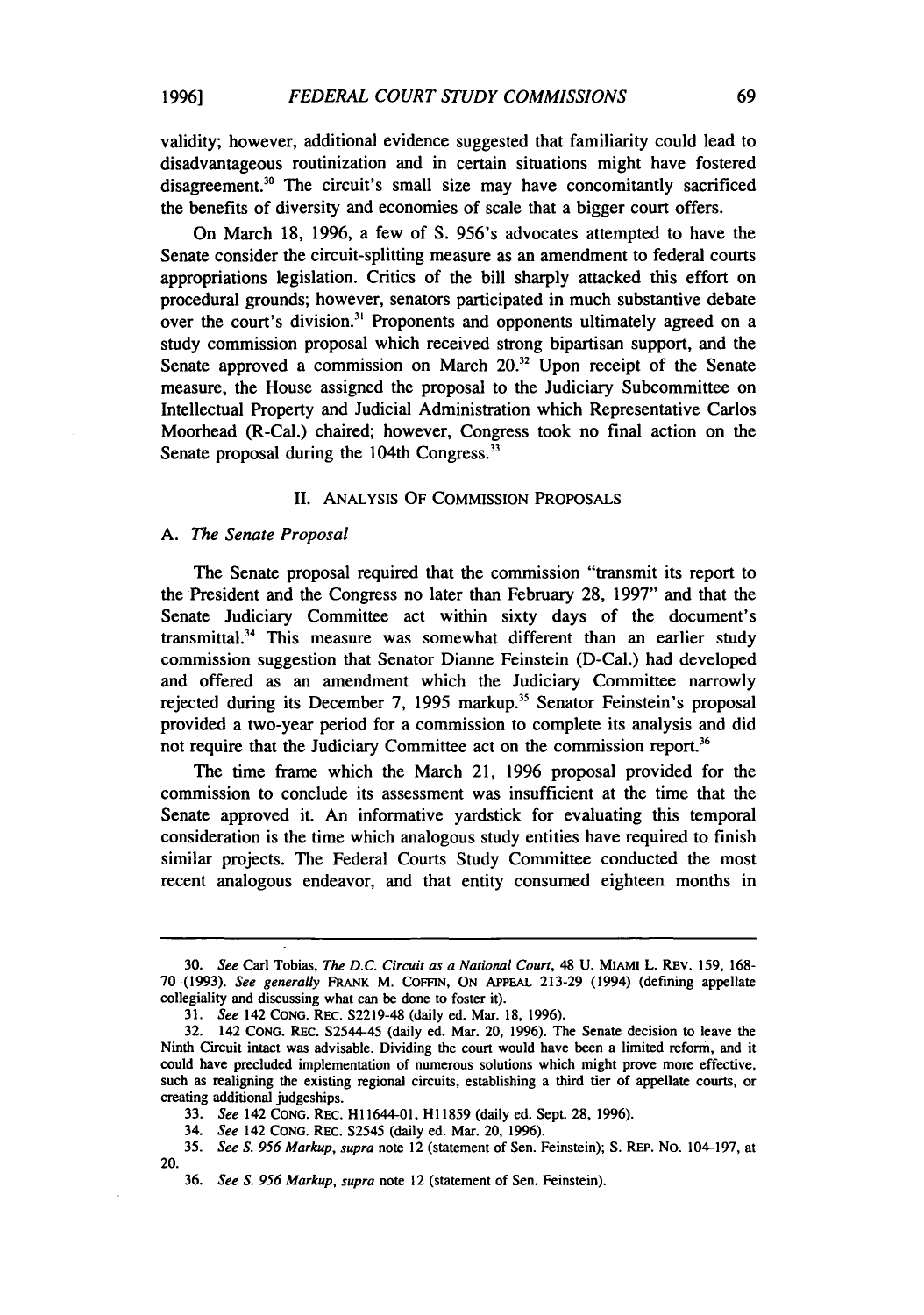validity; however, additional evidence suggested that familiarity could lead to disadvantageous routinization and in certain situations might have fostered disagreement.[30] The circuit's small size may have concomitantly sacrificed the benefits of diversity and economies of scale that a bigger court offers.

On March 18, 1996, a few of S. 956's advocates attempted to have the Senate consider the circuit-splitting measure as an amendment to federal courts appropriations legislation. Critics of the bill sharply attacked this effort on procedural grounds; however, senators participated in much substantive debate over the court's division.[31] Proponents and opponents ultimately agreed on a study commission proposal which received strong bipartisan support, and the Senate approved a commission on March 20.[32] Upon receipt of the Senate measure, the House assigned the proposal to the Judiciary Subcommittee on Intellectual Property and Judicial Administration which Representative Carlos Moorhead (R-Cal.) chaired; however, Congress took no final action on the Senate proposal during the 104th Congress.[33]

## II. Analysis Of Commission Proposals

### A. *The Senate Proposal*

The Senate proposal required that the commission "transmit its report to the President and the Congress no later than February 28, 1997" and that the Senate Judiciary Committee act within sixty days of the document's transmittal.[34] This measure was somewhat different than an earlier study commission suggestion that Senator Dianne Feinstein (D-Cal.) had developed and offered as an amendment which the Judiciary Committee narrowly rejected during its December 7, 1995 markup.[35] Senator Feinstein's proposal provided a two-year period for a commission to complete its analysis and did not require that the Judiciary Committee act on the commission report.[36]

The time frame which the March 21, 1996 proposal provided for the commission to conclude its assessment was insufficient at the time that the Senate approved it. An informative yardstick for evaluating this temporal consideration is the time which analogous study entities have required to finish similar projects. The Federal Courts Study Committee conducted the most recent analogous endeavor, and that entity consumed eighteen months in

---

30. *See* Carl Tobias, *The D.C. Circuit as a National Court*, 48 U. MIAMI L. REV. 159, 168-70 (1993). *See generally* FRANK M. COFFIN, ON APPEAL 213-29 (1994) (defining appellate collegiality and discussing what can be done to foster it).

31. *See* 142 CONG. REC. S2219-48 (daily ed. Mar. 18, 1996).

32. 142 CONG. REC. S2544-45 (daily ed. Mar. 20, 1996). The Senate decision to leave the Ninth Circuit intact was advisable. Dividing the court would have been a limited reform, and it could have precluded implementation of numerous solutions which might prove more effective, such as realigning the existing regional circuits, establishing a third tier of appellate courts, or creating additional judgeships.

33. *See* 142 CONG. REC. H11644-01, H11859 (daily ed. Sept. 28, 1996).

34. *See* 142 CONG. REC. S2545 (daily ed. Mar. 20, 1996).

35. *See S. 956 Markup*, *supra* note 12 (statement of Sen. Feinstein); S. REP. NO. 104-197, at 20.

36. *See S. 956 Markup*, *supra* note 12 (statement of Sen. Feinstein).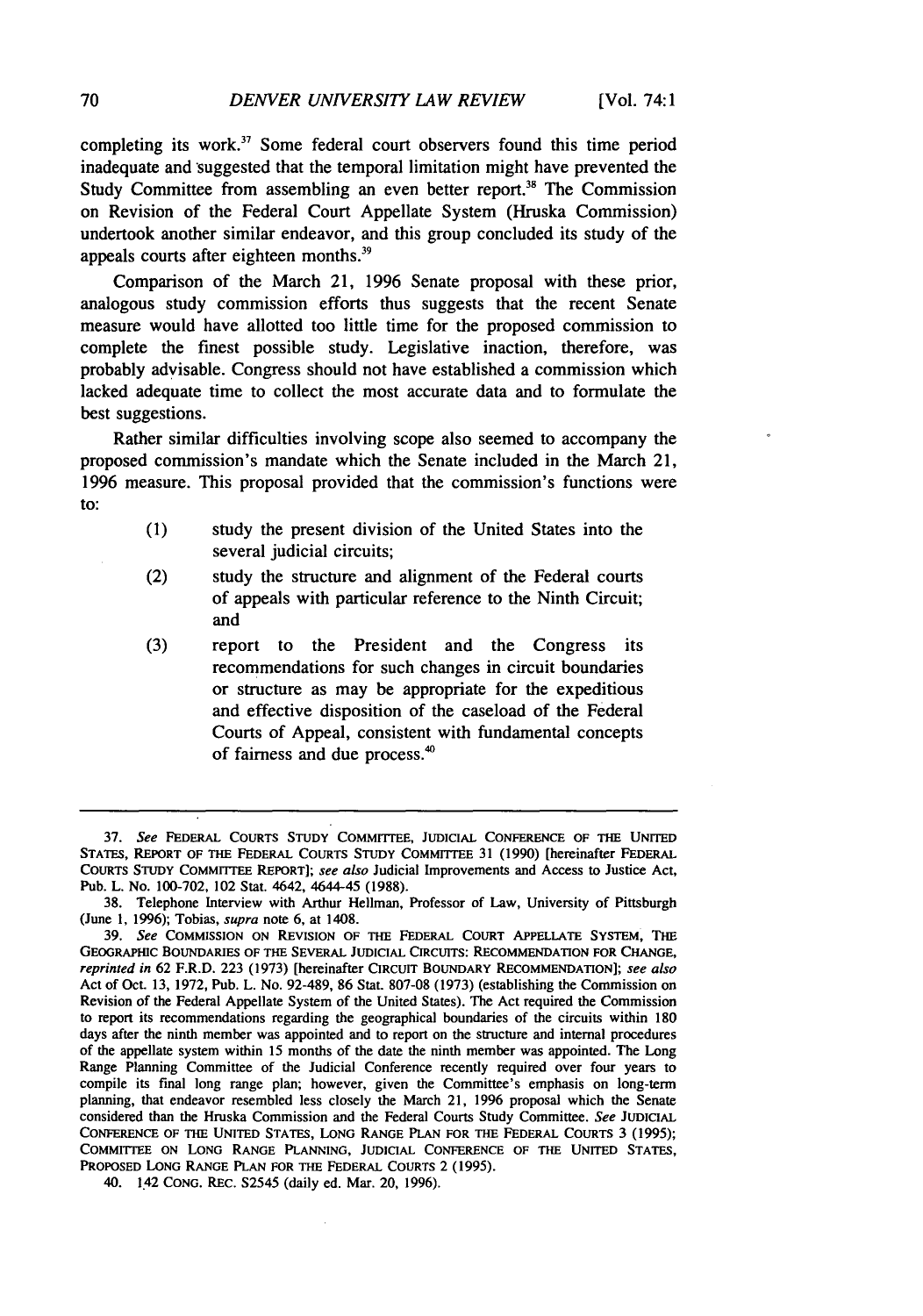completing its work.[37] Some federal court observers found this time period inadequate and suggested that the temporal limitation might have prevented the Study Committee from assembling an even better report.[38] The Commission on Revision of the Federal Court Appellate System (Hruska Commission) undertook another similar endeavor, and this group concluded its study of the appeals courts after eighteen months.[39]

Comparison of the March 21, 1996 Senate proposal with these prior, analogous study commission efforts thus suggests that the recent Senate measure would have allotted too little time for the proposed commission to complete the finest possible study. Legislative inaction, therefore, was probably advisable. Congress should not have established a commission which lacked adequate time to collect the most accurate data and to formulate the best suggestions.

Rather similar difficulties involving scope also seemed to accompany the proposed commission's mandate which the Senate included in the March 21, 1996 measure. This proposal provided that the commission's functions were to:

> (1) study the present division of the United States into the several judicial circuits;
>
> (2) study the structure and alignment of the Federal courts of appeals with particular reference to the Ninth Circuit; and
>
> (3) report to the President and the Congress its recommendations for such changes in circuit boundaries or structure as may be appropriate for the expeditious and effective disposition of the caseload of the Federal Courts of Appeal, consistent with fundamental concepts of fairness and due process.[40]

---

37. *See* FEDERAL COURTS STUDY COMMITTEE, JUDICIAL CONFERENCE OF THE UNITED STATES, REPORT OF THE FEDERAL COURTS STUDY COMMITTEE 31 (1990) [hereinafter FEDERAL COURTS STUDY COMMITTEE REPORT]; *see also* Judicial Improvements and Access to Justice Act, Pub. L. No. 100-702, 102 Stat. 4642, 4644-45 (1988).

38. Telephone Interview with Arthur Hellman, Professor of Law, University of Pittsburgh (June 1, 1996); Tobias, *supra* note 6, at 1408.

39. *See* COMMISSION ON REVISION OF THE FEDERAL COURT APPELLATE SYSTEM, THE GEOGRAPHIC BOUNDARIES OF THE SEVERAL JUDICIAL CIRCUITS: RECOMMENDATION FOR CHANGE, *reprinted in* 62 F.R.D. 223 (1973) [hereinafter CIRCUIT BOUNDARY RECOMMENDATION]; *see also* Act of Oct. 13, 1972, Pub. L. No. 92-489, 86 Stat. 807-08 (1973) (establishing the Commission on Revision of the Federal Appellate System of the United States). The Act required the Commission to report its recommendations regarding the geographical boundaries of the circuits within 180 days after the ninth member was appointed and to report on the structure and internal procedures of the appellate system within 15 months of the date the ninth member was appointed. The Long Range Planning Committee of the Judicial Conference recently required over four years to compile its final long range plan; however, given the Committee's emphasis on long-term planning, that endeavor resembled less closely the March 21, 1996 proposal which the Senate considered than the Hruska Commission and the Federal Courts Study Committee. *See* JUDICIAL CONFERENCE OF THE UNITED STATES, LONG RANGE PLAN FOR THE FEDERAL COURTS 3 (1995); COMMITTEE ON LONG RANGE PLANNING, JUDICIAL CONFERENCE OF THE UNITED STATES, PROPOSED LONG RANGE PLAN FOR THE FEDERAL COURTS 2 (1995).

40. 142 CONG. REC. S2545 (daily ed. Mar. 20, 1996).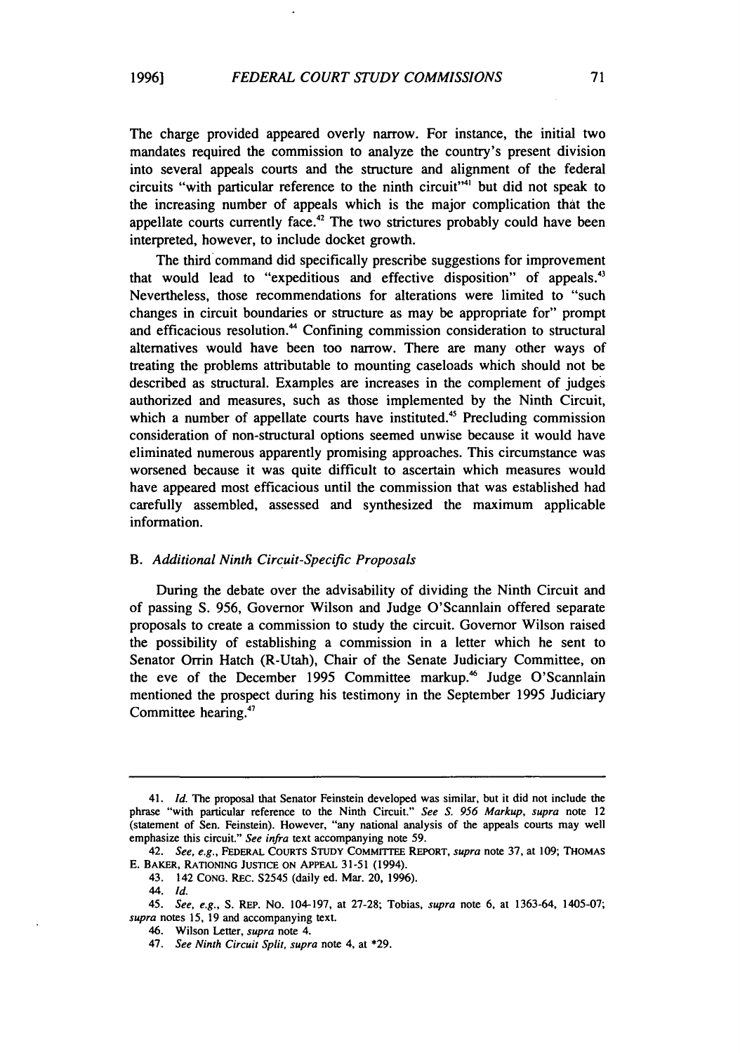The charge provided appeared overly narrow. For instance, the initial two mandates required the commission to analyze the country's present division into several appeals courts and the structure and alignment of the federal circuits "with particular reference to the ninth circuit"[41] but did not speak to the increasing number of appeals which is the major complication that the appellate courts currently face.[42] The two strictures probably could have been interpreted, however, to include docket growth.

The third command did specifically prescribe suggestions for improvement that would lead to "expeditious and effective disposition" of appeals.[43] Nevertheless, those recommendations for alterations were limited to "such changes in circuit boundaries or structure as may be appropriate for" prompt and efficacious resolution.[44] Confining commission consideration to structural alternatives would have been too narrow. There are many other ways of treating the problems attributable to mounting caseloads which should not be described as structural. Examples are increases in the complement of judges authorized and measures, such as those implemented by the Ninth Circuit, which a number of appellate courts have instituted.[45] Precluding commission consideration of non-structural options seemed unwise because it would have eliminated numerous apparently promising approaches. This circumstance was worsened because it was quite difficult to ascertain which measures would have appeared most efficacious until the commission that was established had carefully assembled, assessed and synthesized the maximum applicable information.

### B. *Additional Ninth Circuit-Specific Proposals*

During the debate over the advisability of dividing the Ninth Circuit and of passing S. 956, Governor Wilson and Judge O'Scannlain offered separate proposals to create a commission to study the circuit. Governor Wilson raised the possibility of establishing a commission in a letter which he sent to Senator Orrin Hatch (R-Utah), Chair of the Senate Judiciary Committee, on the eve of the December 1995 Committee markup.[46] Judge O'Scannlain mentioned the prospect during his testimony in the September 1995 Judiciary Committee hearing.[47]

---

41. *Id.* The proposal that Senator Feinstein developed was similar, but it did not include the phrase "with particular reference to the Ninth Circuit." *See S. 956 Markup*, *supra* note 12 (statement of Sen. Feinstein). However, "any national analysis of the appeals courts may well emphasize this circuit." *See infra* text accompanying note 59.

42. *See, e.g.*, FEDERAL COURTS STUDY COMMITTEE REPORT, *supra* note 37, at 109; THOMAS E. BAKER, RATIONING JUSTICE ON APPEAL 31-51 (1994).

43. 142 CONG. REC. S2545 (daily ed. Mar. 20, 1996).

44. *Id.*

45. *See, e.g.*, S. REP. NO. 104-197, at 27-28; Tobias, *supra* note 6, at 1363-64, 1405-07; *supra* notes 15, 19 and accompanying text.

46. Wilson Letter, *supra* note 4.

47. *See Ninth Circuit Split*, *supra* note 4, at *29.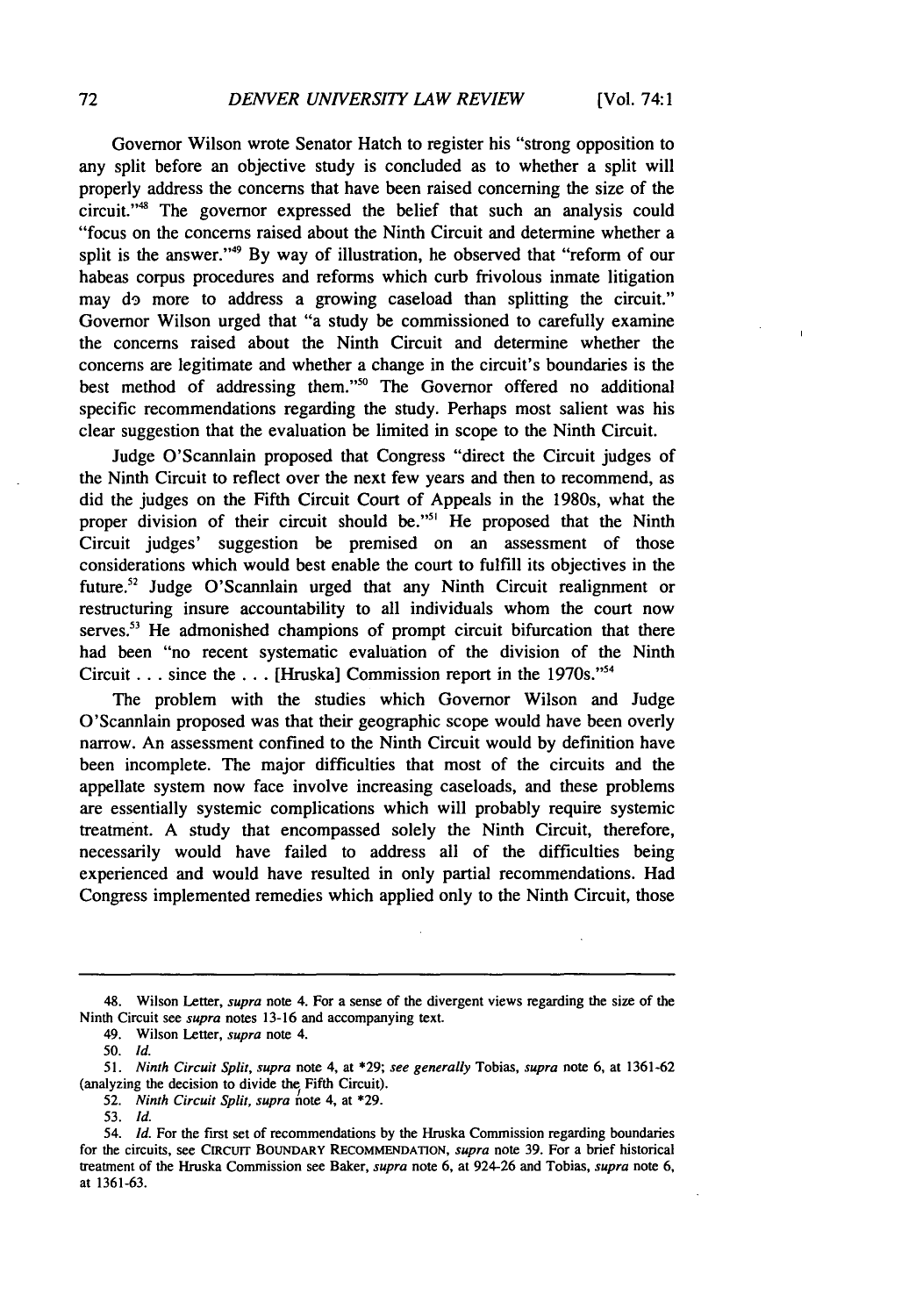Governor Wilson wrote Senator Hatch to register his "strong opposition to any split before an objective study is concluded as to whether a split will properly address the concerns that have been raised concerning the size of the circuit."[48] The governor expressed the belief that such an analysis could "focus on the concerns raised about the Ninth Circuit and determine whether a split is the answer."[49] By way of illustration, he observed that "reform of our habeas corpus procedures and reforms which curb frivolous inmate litigation may do more to address a growing caseload than splitting the circuit." Governor Wilson urged that "a study be commissioned to carefully examine the concerns raised about the Ninth Circuit and determine whether the concerns are legitimate and whether a change in the circuit's boundaries is the best method of addressing them."[50] The Governor offered no additional specific recommendations regarding the study. Perhaps most salient was his clear suggestion that the evaluation be limited in scope to the Ninth Circuit.

Judge O'Scannlain proposed that Congress "direct the Circuit judges of the Ninth Circuit to reflect over the next few years and then to recommend, as did the judges on the Fifth Circuit Court of Appeals in the 1980s, what the proper division of their circuit should be."[51] He proposed that the Ninth Circuit judges' suggestion be premised on an assessment of those considerations which would best enable the court to fulfill its objectives in the future.[52] Judge O'Scannlain urged that any Ninth Circuit realignment or restructuring insure accountability to all individuals whom the court now serves.[53] He admonished champions of prompt circuit bifurcation that there had been "no recent systematic evaluation of the division of the Ninth Circuit . . . since the . . . [Hruska] Commission report in the 1970s."[54]

The problem with the studies which Governor Wilson and Judge O'Scannlain proposed was that their geographic scope would have been overly narrow. An assessment confined to the Ninth Circuit would by definition have been incomplete. The major difficulties that most of the circuits and the appellate system now face involve increasing caseloads, and these problems are essentially systemic complications which will probably require systemic treatment. A study that encompassed solely the Ninth Circuit, therefore, necessarily would have failed to address all of the difficulties being experienced and would have resulted in only partial recommendations. Had Congress implemented remedies which applied only to the Ninth Circuit, those

---

48. Wilson Letter, *supra* note 4. For a sense of the divergent views regarding the size of the Ninth Circuit see *supra* notes 13-16 and accompanying text.

49. Wilson Letter, *supra* note 4.

50. *Id.*

51. *Ninth Circuit Split, supra* note 4, at *29; *see generally* Tobias, *supra* note 6, at 1361-62 (analyzing the decision to divide the Fifth Circuit).

52. *Ninth Circuit Split, supra* note 4, at *29.

53. *Id.*

54. *Id.* For the first set of recommendations by the Hruska Commission regarding boundaries for the circuits, see CIRCUIT BOUNDARY RECOMMENDATION, *supra* note 39. For a brief historical treatment of the Hruska Commission see Baker, *supra* note 6, at 924-26 and Tobias, *supra* note 6, at 1361-63.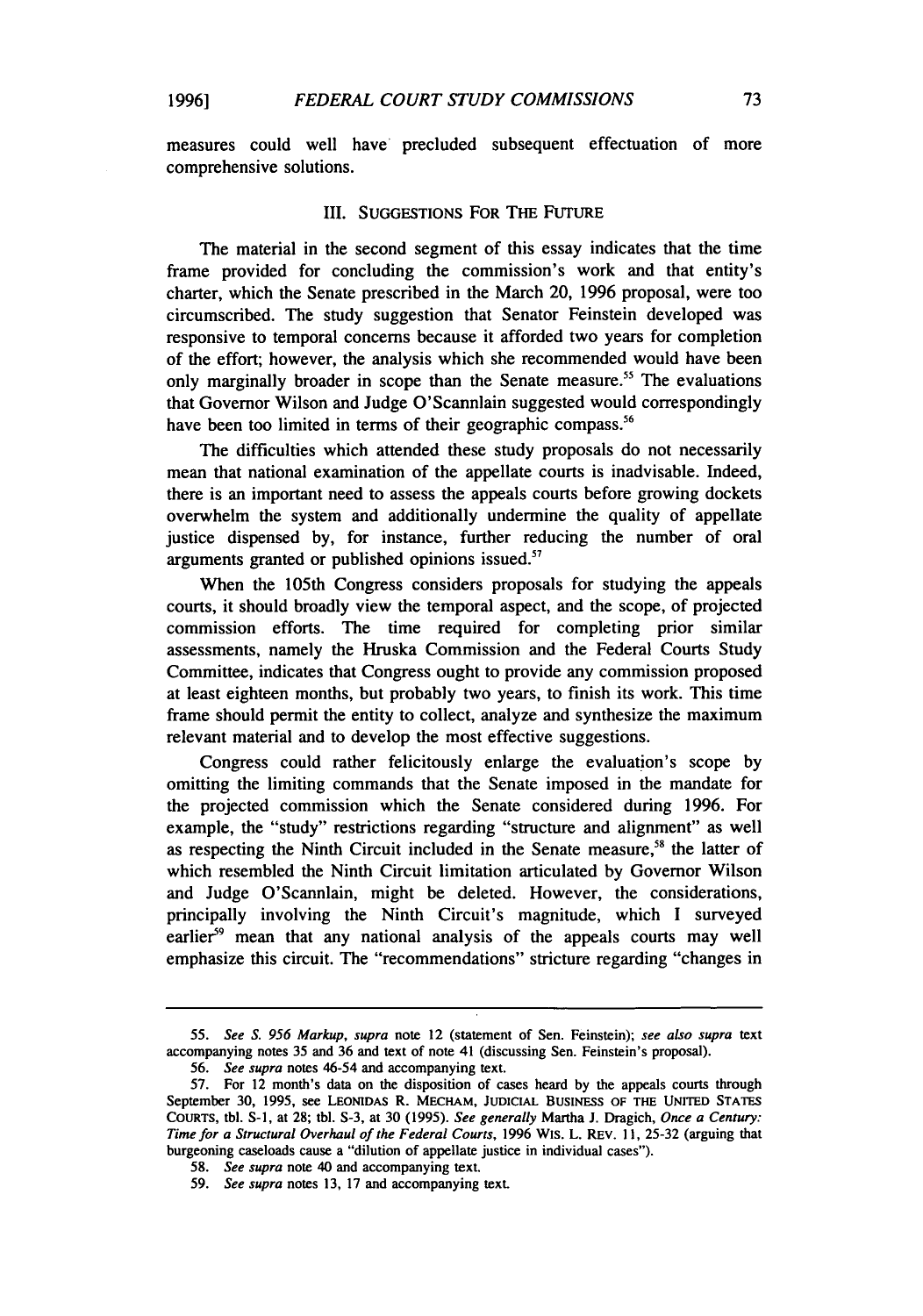measures could well have precluded subsequent effectuation of more comprehensive solutions.

## III. SUGGESTIONS FOR THE FUTURE

The material in the second segment of this essay indicates that the time frame provided for concluding the commission's work and that entity's charter, which the Senate prescribed in the March 20, 1996 proposal, were too circumscribed. The study suggestion that Senator Feinstein developed was responsive to temporal concerns because it afforded two years for completion of the effort; however, the analysis which she recommended would have been only marginally broader in scope than the Senate measure.[55] The evaluations that Governor Wilson and Judge O'Scannlain suggested would correspondingly have been too limited in terms of their geographic compass.[56]

The difficulties which attended these study proposals do not necessarily mean that national examination of the appellate courts is inadvisable. Indeed, there is an important need to assess the appeals courts before growing dockets overwhelm the system and additionally undermine the quality of appellate justice dispensed by, for instance, further reducing the number of oral arguments granted or published opinions issued.[57]

When the 105th Congress considers proposals for studying the appeals courts, it should broadly view the temporal aspect, and the scope, of projected commission efforts. The time required for completing prior similar assessments, namely the Hruska Commission and the Federal Courts Study Committee, indicates that Congress ought to provide any commission proposed at least eighteen months, but probably two years, to finish its work. This time frame should permit the entity to collect, analyze and synthesize the maximum relevant material and to develop the most effective suggestions.

Congress could rather felicitously enlarge the evaluation's scope by omitting the limiting commands that the Senate imposed in the mandate for the projected commission which the Senate considered during 1996. For example, the "study" restrictions regarding "structure and alignment" as well as respecting the Ninth Circuit included in the Senate measure,[58] the latter of which resembled the Ninth Circuit limitation articulated by Governor Wilson and Judge O'Scannlain, might be deleted. However, the considerations, principally involving the Ninth Circuit's magnitude, which I surveyed earlier[59] mean that any national analysis of the appeals courts may well emphasize this circuit. The "recommendations" stricture regarding "changes in

---

55. *See S. 956 Markup*, *supra* note 12 (statement of Sen. Feinstein); *see also supra* text accompanying notes 35 and 36 and text of note 41 (discussing Sen. Feinstein's proposal).

56. *See supra* notes 46-54 and accompanying text.

57. For 12 month's data on the disposition of cases heard by the appeals courts through September 30, 1995, see LEONIDAS R. MECHAM, JUDICIAL BUSINESS OF THE UNITED STATES COURTS, tbl. S-1, at 28; tbl. S-3, at 30 (1995). *See generally* Martha J. Dragich, *Once a Century: Time for a Structural Overhaul of the Federal Courts*, 1996 WIS. L. REV. 11, 25-32 (arguing that burgeoning caseloads cause a "dilution of appellate justice in individual cases").

58. *See supra* note 40 and accompanying text.

59. *See supra* notes 13, 17 and accompanying text.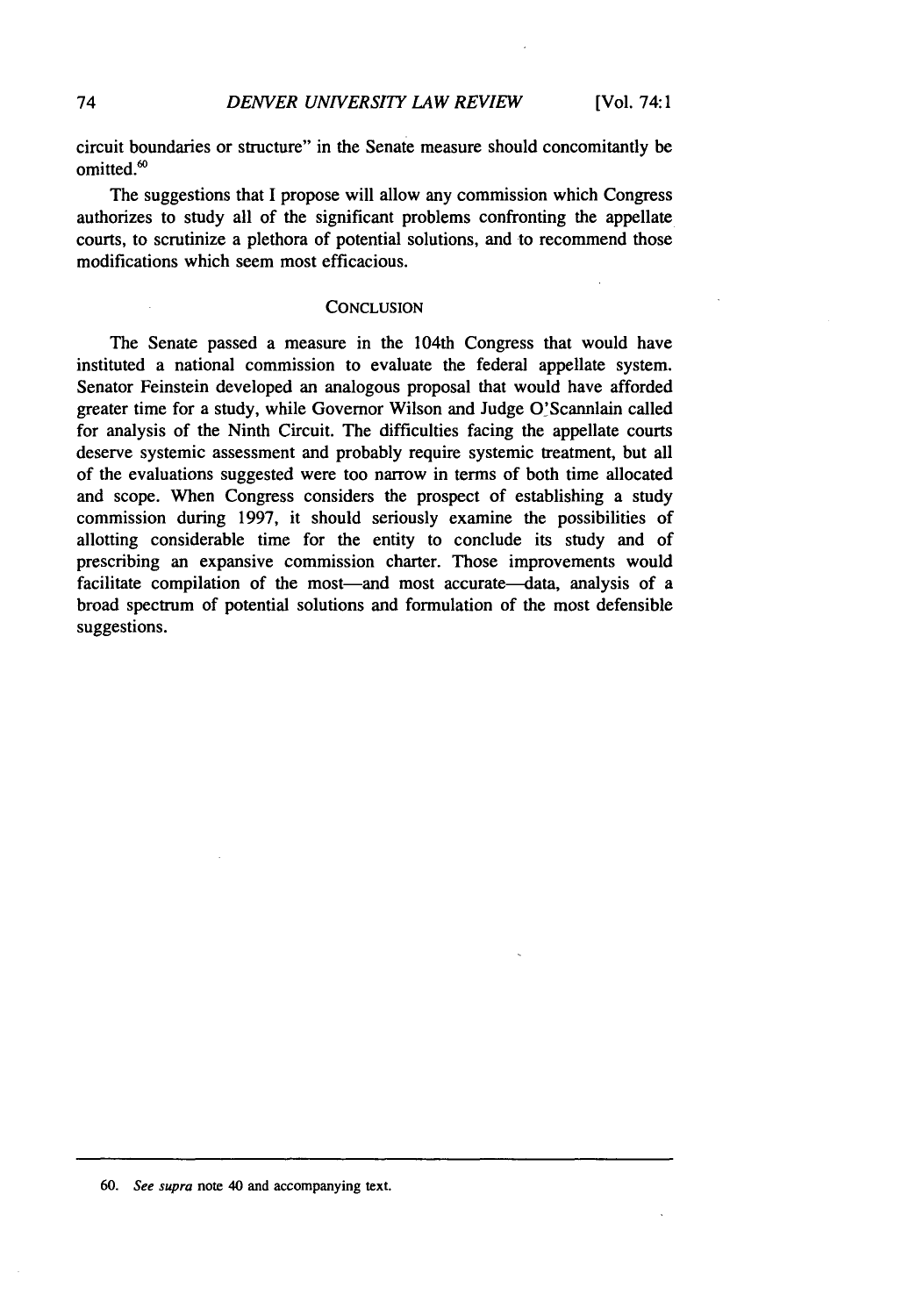circuit boundaries or structure" in the Senate measure should concomitantly be omitted.[60]

The suggestions that I propose will allow any commission which Congress authorizes to study all of the significant problems confronting the appellate courts, to scrutinize a plethora of potential solutions, and to recommend those modifications which seem most efficacious.

## CONCLUSION

The Senate passed a measure in the 104th Congress that would have instituted a national commission to evaluate the federal appellate system. Senator Feinstein developed an analogous proposal that would have afforded greater time for a study, while Governor Wilson and Judge O'Scannlain called for analysis of the Ninth Circuit. The difficulties facing the appellate courts deserve systemic assessment and probably require systemic treatment, but all of the evaluations suggested were too narrow in terms of both time allocated and scope. When Congress considers the prospect of establishing a study commission during 1997, it should seriously examine the possibilities of allotting considerable time for the entity to conclude its study and of prescribing an expansive commission charter. Those improvements would facilitate compilation of the most—and most accurate—data, analysis of a broad spectrum of potential solutions and formulation of the most defensible suggestions.

---

60. *See supra* note 40 and accompanying text.